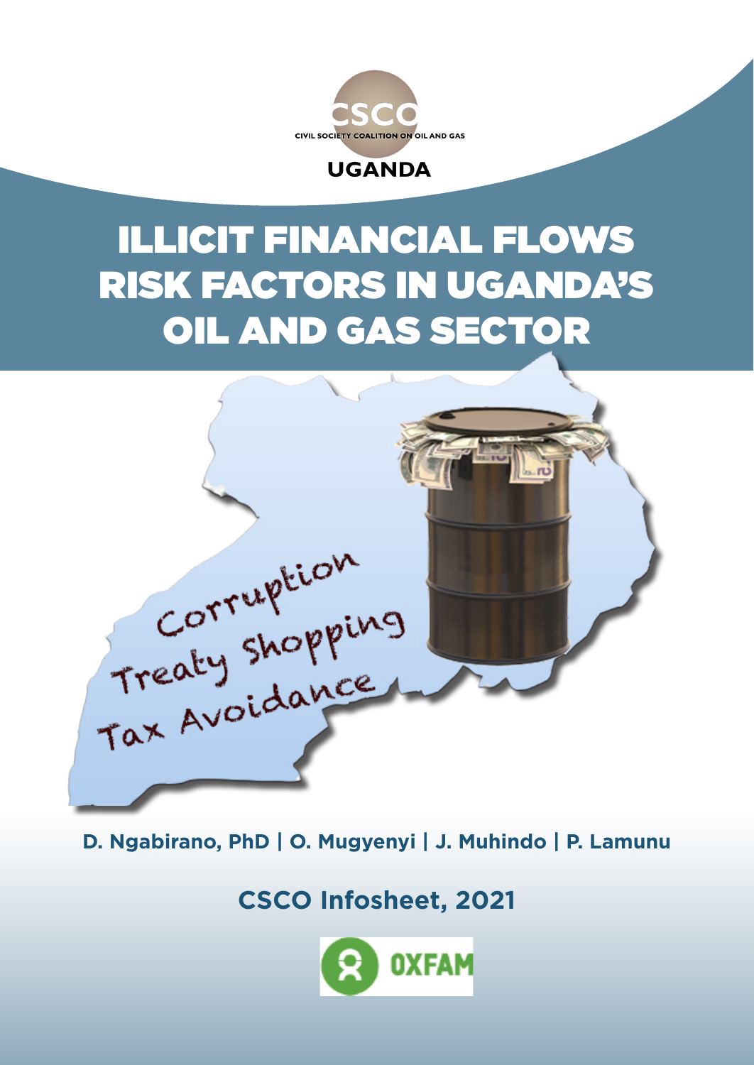CSCO

CIVIL SOCIETY COALITION ON OIL AND GAS

UGANDA

# ILLICIT FINANCIAL FLOWS RISK FACTORS IN UGANDA'S OIL AND GAS SECTOR

Corruption
Treaty Shopping
Tax Avoidance

**D. Ngabirano, PhD | O. Mugyenyi | J. Muhindo | P. Lamunu**

**CSCO Infosheet, 2021**

OXFAM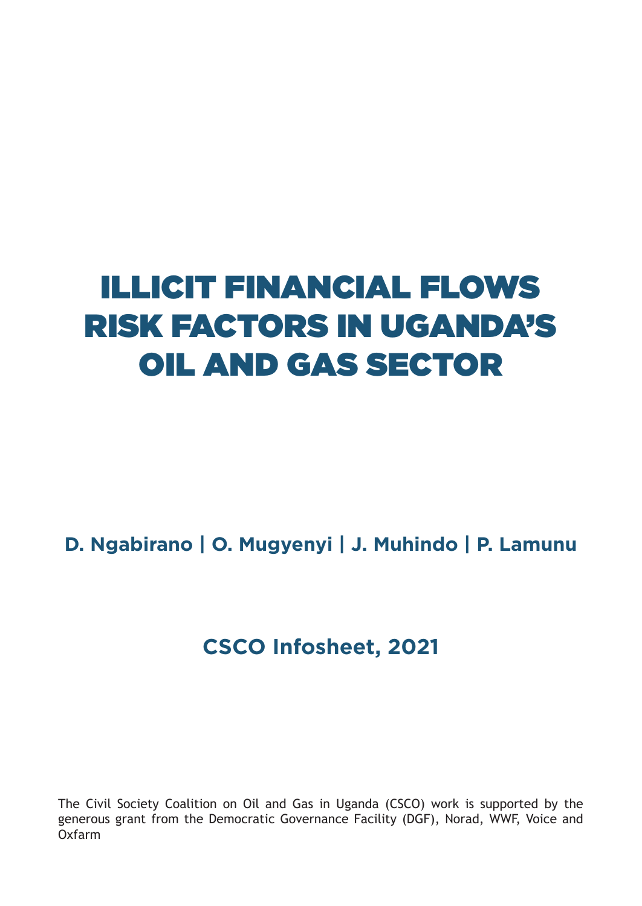# ILLICIT FINANCIAL FLOWS RISK FACTORS IN UGANDA'S OIL AND GAS SECTOR

**D. Ngabirano | O. Mugyenyi | J. Muhindo | P. Lamunu**

**CSCO Infosheet, 2021**

The Civil Society Coalition on Oil and Gas in Uganda (CSCO) work is supported by the generous grant from the Democratic Governance Facility (DGF), Norad, WWF, Voice and Oxfarm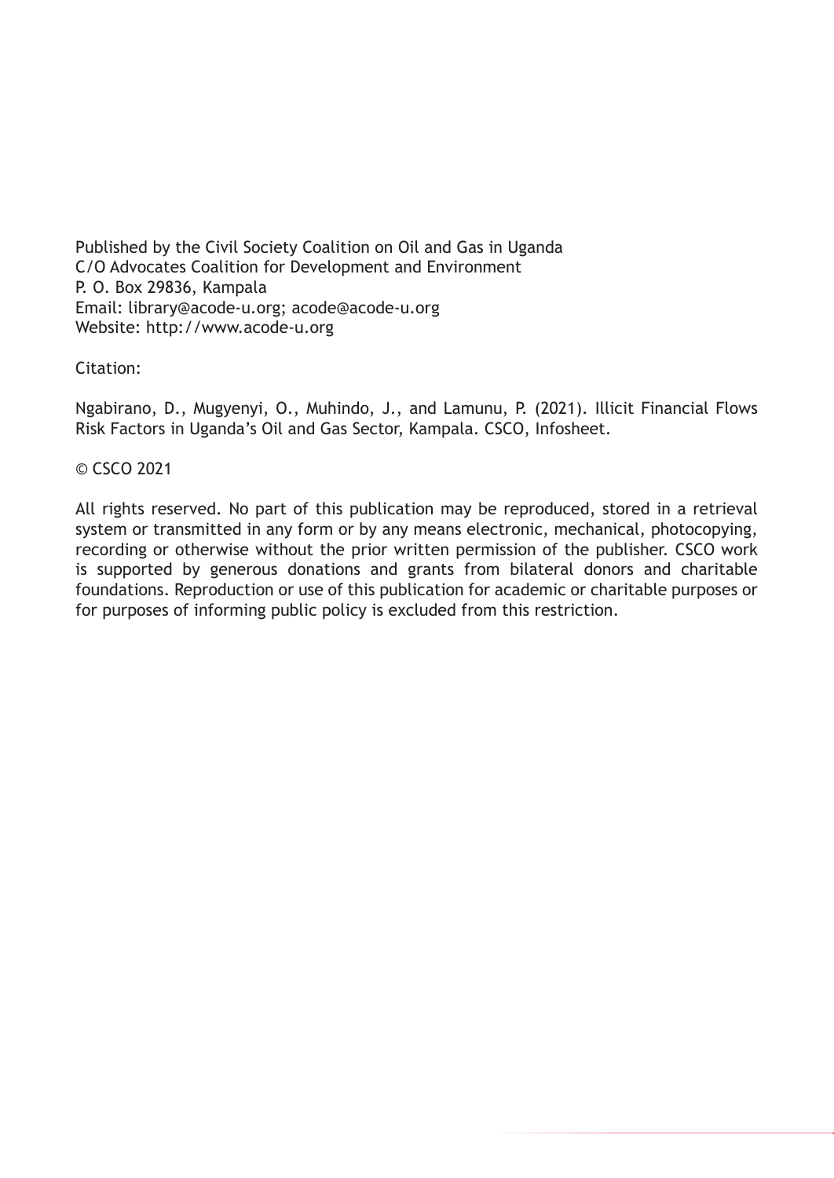Published by the Civil Society Coalition on Oil and Gas in Uganda
C/O Advocates Coalition for Development and Environment
P. O. Box 29836, Kampala
Email: library@acode-u.org; acode@acode-u.org
Website: http://www.acode-u.org

Citation:

Ngabirano, D., Mugyenyi, O., Muhindo, J., and Lamunu, P. (2021). Illicit Financial Flows Risk Factors in Uganda's Oil and Gas Sector, Kampala. CSCO, Infosheet.

© CSCO 2021

All rights reserved. No part of this publication may be reproduced, stored in a retrieval system or transmitted in any form or by any means electronic, mechanical, photocopying, recording or otherwise without the prior written permission of the publisher. CSCO work is supported by generous donations and grants from bilateral donors and charitable foundations. Reproduction or use of this publication for academic or charitable purposes or for purposes of informing public policy is excluded from this restriction.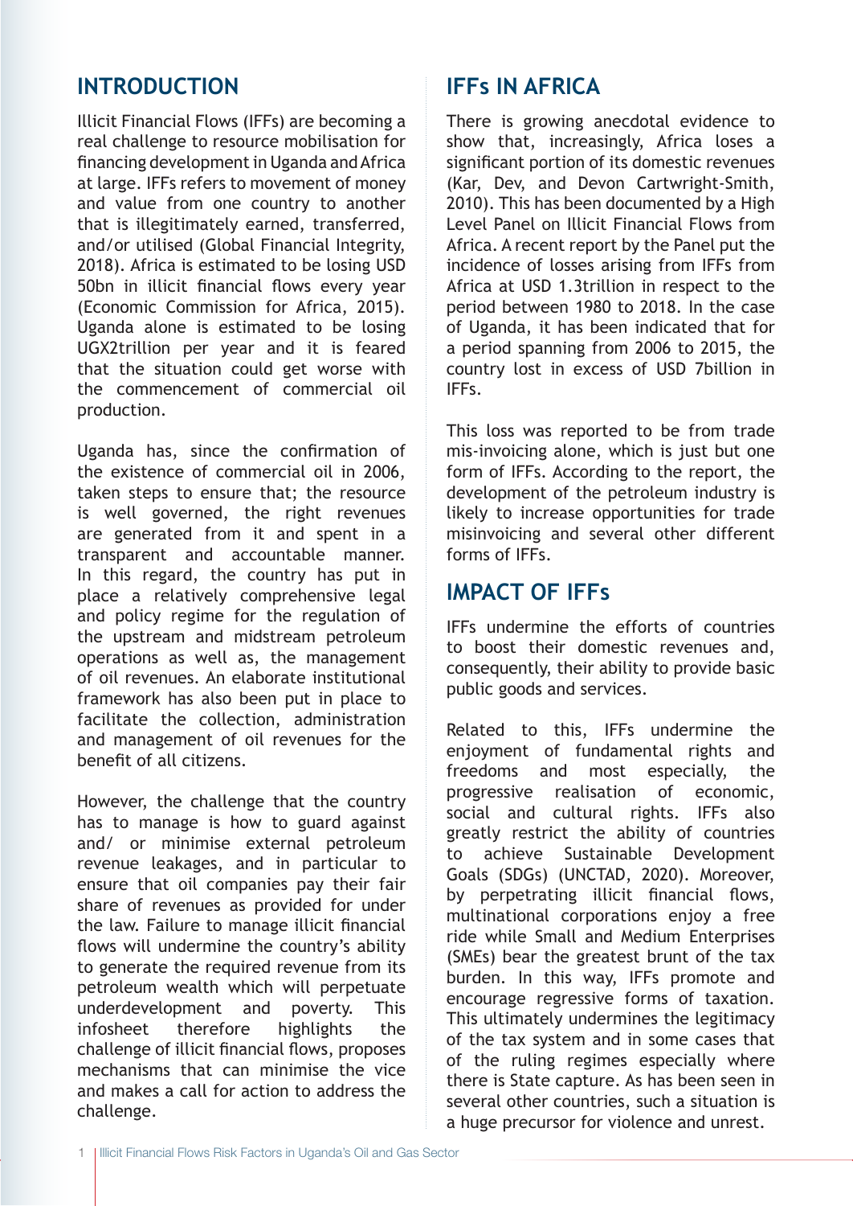## INTRODUCTION

Illicit Financial Flows (IFFs) are becoming a real challenge to resource mobilisation for financing development in Uganda and Africa at large. IFFs refers to movement of money and value from one country to another that is illegitimately earned, transferred, and/or utilised (Global Financial Integrity, 2018). Africa is estimated to be losing USD 50bn in illicit financial flows every year (Economic Commission for Africa, 2015). Uganda alone is estimated to be losing UGX2trillion per year and it is feared that the situation could get worse with the commencement of commercial oil production.

Uganda has, since the confirmation of the existence of commercial oil in 2006, taken steps to ensure that; the resource is well governed, the right revenues are generated from it and spent in a transparent and accountable manner. In this regard, the country has put in place a relatively comprehensive legal and policy regime for the regulation of the upstream and midstream petroleum operations as well as, the management of oil revenues. An elaborate institutional framework has also been put in place to facilitate the collection, administration and management of oil revenues for the benefit of all citizens.

However, the challenge that the country has to manage is how to guard against and/ or minimise external petroleum revenue leakages, and in particular to ensure that oil companies pay their fair share of revenues as provided for under the law. Failure to manage illicit financial flows will undermine the country's ability to generate the required revenue from its petroleum wealth which will perpetuate underdevelopment and poverty. This infosheet therefore highlights the challenge of illicit financial flows, proposes mechanisms that can minimise the vice and makes a call for action to address the challenge.

## IFFs IN AFRICA

There is growing anecdotal evidence to show that, increasingly, Africa loses a significant portion of its domestic revenues (Kar, Dev, and Devon Cartwright-Smith, 2010). This has been documented by a High Level Panel on Illicit Financial Flows from Africa. A recent report by the Panel put the incidence of losses arising from IFFs from Africa at USD 1.3trillion in respect to the period between 1980 to 2018. In the case of Uganda, it has been indicated that for a period spanning from 2006 to 2015, the country lost in excess of USD 7billion in IFFs.

This loss was reported to be from trade mis-invoicing alone, which is just but one form of IFFs. According to the report, the development of the petroleum industry is likely to increase opportunities for trade misinvoicing and several other different forms of IFFs.

## IMPACT OF IFFs

IFFs undermine the efforts of countries to boost their domestic revenues and, consequently, their ability to provide basic public goods and services.

Related to this, IFFs undermine the enjoyment of fundamental rights and freedoms and most especially, the progressive realisation of economic, social and cultural rights. IFFs also greatly restrict the ability of countries to achieve Sustainable Development Goals (SDGs) (UNCTAD, 2020). Moreover, by perpetrating illicit financial flows, multinational corporations enjoy a free ride while Small and Medium Enterprises (SMEs) bear the greatest brunt of the tax burden. In this way, IFFs promote and encourage regressive forms of taxation. This ultimately undermines the legitimacy of the tax system and in some cases that of the ruling regimes especially where there is State capture. As has been seen in several other countries, such a situation is a huge precursor for violence and unrest.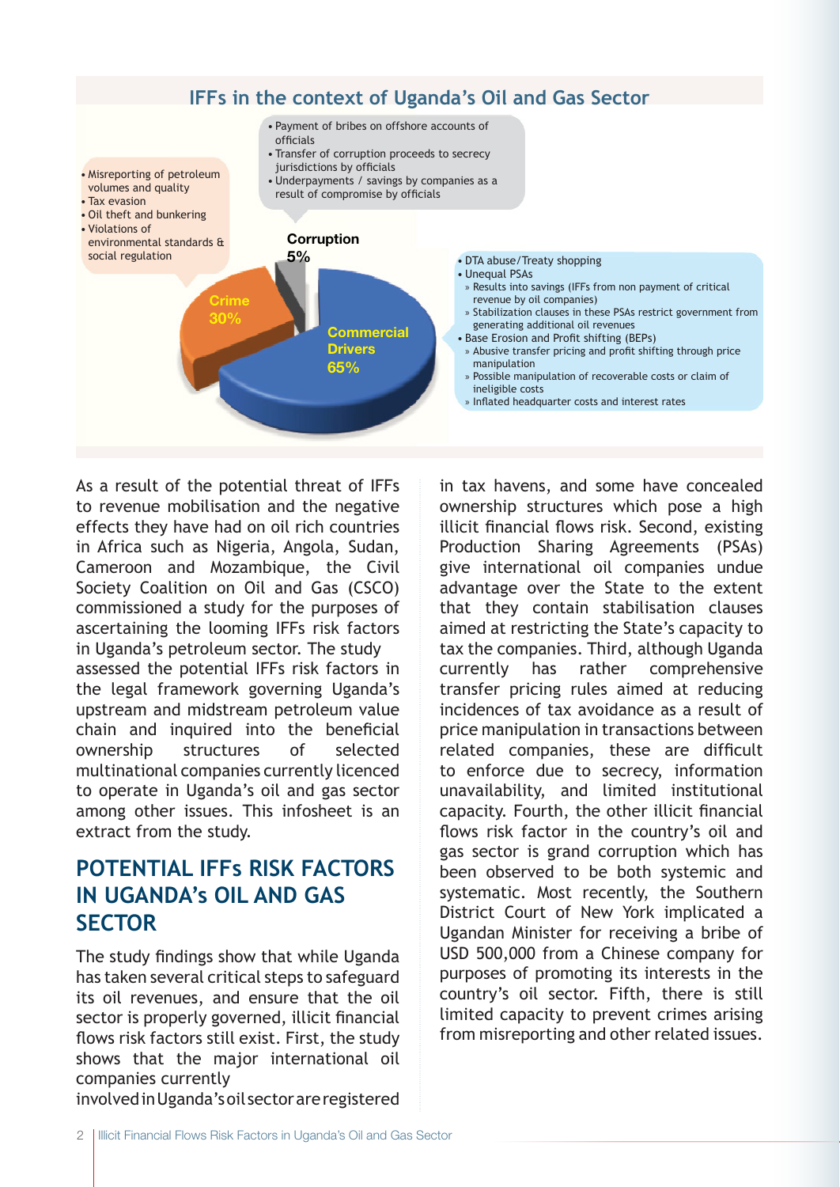## IFFs in the context of Uganda's Oil and Gas Sector

- Payment of bribes on offshore accounts of officials
- Transfer of corruption proceeds to secrecy jurisdictions by officials
- Underpayments / savings by companies as a result of compromise by officials

**Corruption 5%**

- Misreporting of petroleum volumes and quality
- Tax evasion
- Oil theft and bunkering
- Violations of environmental standards & social regulation

**Crime 30%**

**Commercial Drivers 65%**

- DTA abuse/Treaty shopping
- Unequal PSAs
  - » Results into savings (IFFs from non payment of critical revenue by oil companies)
  - » Stabilization clauses in these PSAs restrict government from generating additional oil revenues
- Base Erosion and Profit shifting (BEPs)
  - » Abusive transfer pricing and profit shifting through price manipulation
  - » Possible manipulation of recoverable costs or claim of ineligible costs
  - » Inflated headquarter costs and interest rates

As a result of the potential threat of IFFs to revenue mobilisation and the negative effects they have had on oil rich countries in Africa such as Nigeria, Angola, Sudan, Cameroon and Mozambique, the Civil Society Coalition on Oil and Gas (CSCO) commissioned a study for the purposes of ascertaining the looming IFFs risk factors in Uganda's petroleum sector. The study assessed the potential IFFs risk factors in the legal framework governing Uganda's upstream and midstream petroleum value chain and inquired into the beneficial ownership structures of selected multinational companies currently licenced to operate in Uganda's oil and gas sector among other issues. This infosheet is an extract from the study.

## POTENTIAL IFFs RISK FACTORS IN UGANDA's OIL AND GAS SECTOR

The study findings show that while Uganda has taken several critical steps to safeguard its oil revenues, and ensure that the oil sector is properly governed, illicit financial flows risk factors still exist. First, the study shows that the major international oil companies currently involved in Uganda's oil sector are registered in tax havens, and some have concealed ownership structures which pose a high illicit financial flows risk. Second, existing Production Sharing Agreements (PSAs) give international oil companies undue advantage over the State to the extent that they contain stabilisation clauses aimed at restricting the State's capacity to tax the companies. Third, although Uganda currently has rather comprehensive transfer pricing rules aimed at reducing incidences of tax avoidance as a result of price manipulation in transactions between related companies, these are difficult to enforce due to secrecy, information unavailability, and limited institutional capacity. Fourth, the other illicit financial flows risk factor in the country's oil and gas sector is grand corruption which has been observed to be both systemic and systematic. Most recently, the Southern District Court of New York implicated a Ugandan Minister for receiving a bribe of USD 500,000 from a Chinese company for purposes of promoting its interests in the country's oil sector. Fifth, there is still limited capacity to prevent crimes arising from misreporting and other related issues.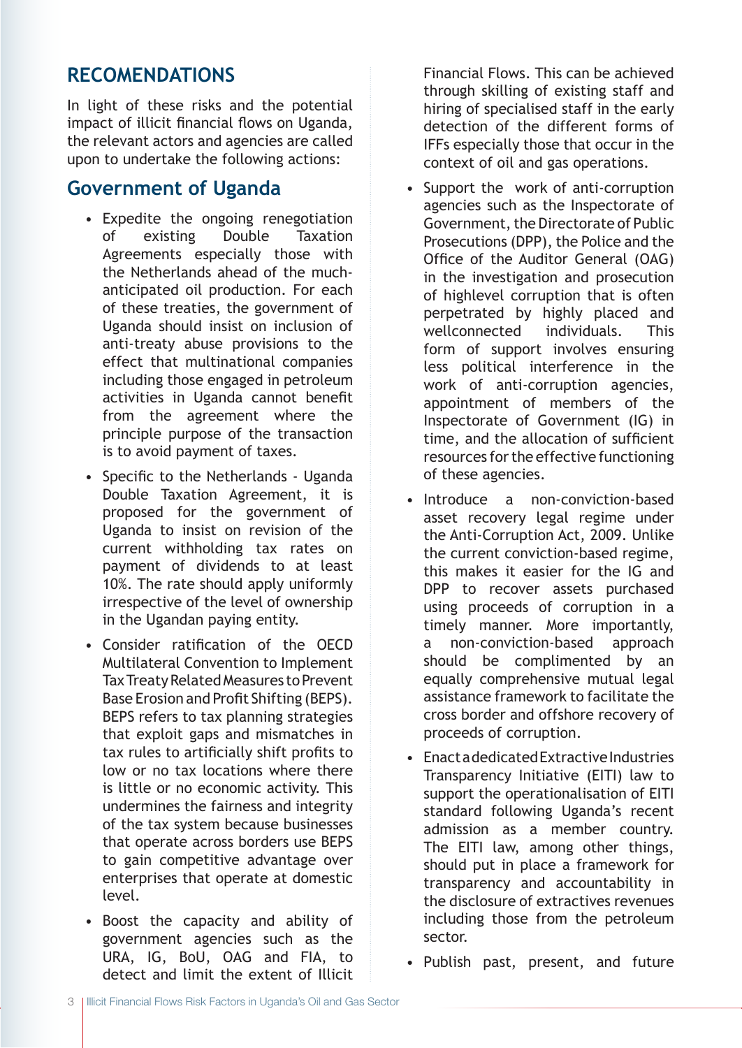## RECOMENDATIONS

In light of these risks and the potential impact of illicit financial flows on Uganda, the relevant actors and agencies are called upon to undertake the following actions:

## Government of Uganda

- Expedite the ongoing renegotiation of existing Double Taxation Agreements especially those with the Netherlands ahead of the much-anticipated oil production. For each of these treaties, the government of Uganda should insist on inclusion of anti-treaty abuse provisions to the effect that multinational companies including those engaged in petroleum activities in Uganda cannot benefit from the agreement where the principle purpose of the transaction is to avoid payment of taxes.
- Specific to the Netherlands - Uganda Double Taxation Agreement, it is proposed for the government of Uganda to insist on revision of the current withholding tax rates on payment of dividends to at least 10%. The rate should apply uniformly irrespective of the level of ownership in the Ugandan paying entity.
- Consider ratification of the OECD Multilateral Convention to Implement Tax Treaty Related Measures to Prevent Base Erosion and Profit Shifting (BEPS). BEPS refers to tax planning strategies that exploit gaps and mismatches in tax rules to artificially shift profits to low or no tax locations where there is little or no economic activity. This undermines the fairness and integrity of the tax system because businesses that operate across borders use BEPS to gain competitive advantage over enterprises that operate at domestic level.
- Boost the capacity and ability of government agencies such as the URA, IG, BoU, OAG and FIA, to detect and limit the extent of Illicit Financial Flows. This can be achieved through skilling of existing staff and hiring of specialised staff in the early detection of the different forms of IFFs especially those that occur in the context of oil and gas operations.
- Support the work of anti-corruption agencies such as the Inspectorate of Government, the Directorate of Public Prosecutions (DPP), the Police and the Office of the Auditor General (OAG) in the investigation and prosecution of highlevel corruption that is often perpetrated by highly placed and wellconnected individuals. This form of support involves ensuring less political interference in the work of anti-corruption agencies, appointment of members of the Inspectorate of Government (IG) in time, and the allocation of sufficient resources for the effective functioning of these agencies.
- Introduce a non-conviction-based asset recovery legal regime under the Anti-Corruption Act, 2009. Unlike the current conviction-based regime, this makes it easier for the IG and DPP to recover assets purchased using proceeds of corruption in a timely manner. More importantly, a non-conviction-based approach should be complimented by an equally comprehensive mutual legal assistance framework to facilitate the cross border and offshore recovery of proceeds of corruption.
- Enact a dedicated Extractive Industries Transparency Initiative (EITI) law to support the operationalisation of EITI standard following Uganda's recent admission as a member country. The EITI law, among other things, should put in place a framework for transparency and accountability in the disclosure of extractives revenues including those from the petroleum sector.
- Publish past, present, and future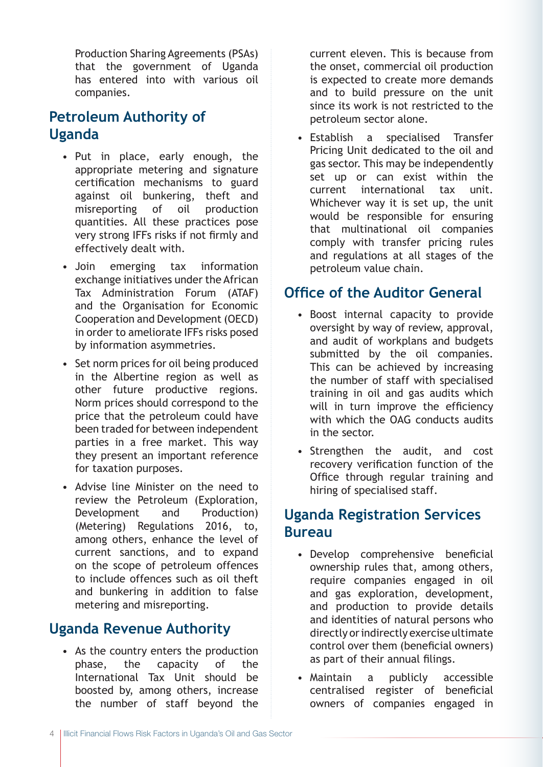Production Sharing Agreements (PSAs) that the government of Uganda has entered into with various oil companies.

## Petroleum Authority of Uganda

- Put in place, early enough, the appropriate metering and signature certification mechanisms to guard against oil bunkering, theft and misreporting of oil production quantities. All these practices pose very strong IFFs risks if not firmly and effectively dealt with.
- Join emerging tax information exchange initiatives under the African Tax Administration Forum (ATAF) and the Organisation for Economic Cooperation and Development (OECD) in order to ameliorate IFFs risks posed by information asymmetries.
- Set norm prices for oil being produced in the Albertine region as well as other future productive regions. Norm prices should correspond to the price that the petroleum could have been traded for between independent parties in a free market. This way they present an important reference for taxation purposes.
- Advise line Minister on the need to review the Petroleum (Exploration, Development and Production) (Metering) Regulations 2016, to, among others, enhance the level of current sanctions, and to expand on the scope of petroleum offences to include offences such as oil theft and bunkering in addition to false metering and misreporting.

## Uganda Revenue Authority

- As the country enters the production phase, the capacity of the International Tax Unit should be boosted by, among others, increase the number of staff beyond the current eleven. This is because from the onset, commercial oil production is expected to create more demands and to build pressure on the unit since its work is not restricted to the petroleum sector alone.
- Establish a specialised Transfer Pricing Unit dedicated to the oil and gas sector. This may be independently set up or can exist within the current international tax unit. Whichever way it is set up, the unit would be responsible for ensuring that multinational oil companies comply with transfer pricing rules and regulations at all stages of the petroleum value chain.

## Office of the Auditor General

- Boost internal capacity to provide oversight by way of review, approval, and audit of workplans and budgets submitted by the oil companies. This can be achieved by increasing the number of staff with specialised training in oil and gas audits which will in turn improve the efficiency with which the OAG conducts audits in the sector.
- Strengthen the audit, and cost recovery verification function of the Office through regular training and hiring of specialised staff.

## Uganda Registration Services Bureau

- Develop comprehensive beneficial ownership rules that, among others, require companies engaged in oil and gas exploration, development, and production to provide details and identities of natural persons who directly or indirectly exercise ultimate control over them (beneficial owners) as part of their annual filings.
- Maintain a publicly accessible centralised register of beneficial owners of companies engaged in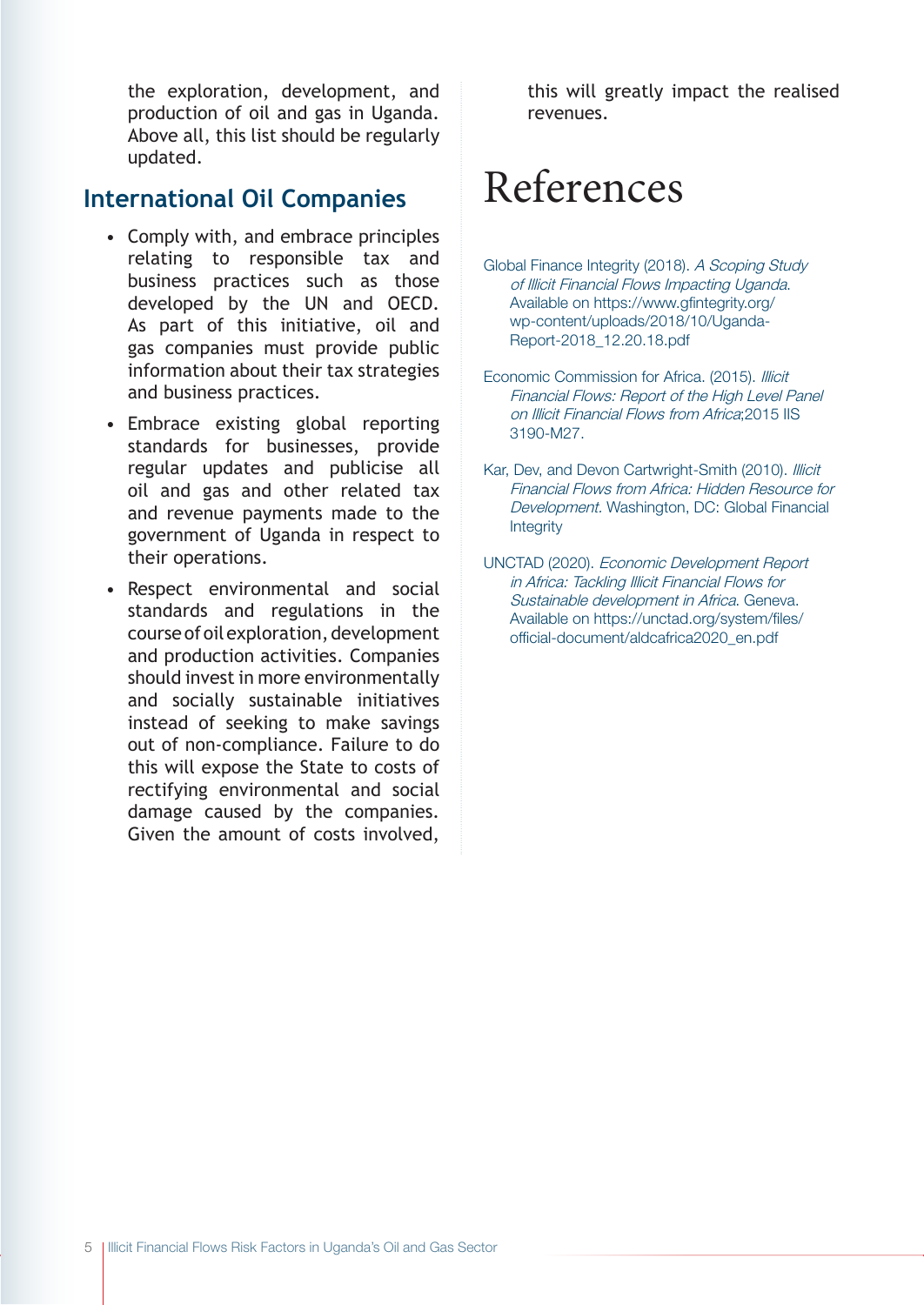the exploration, development, and production of oil and gas in Uganda. Above all, this list should be regularly updated.

## International Oil Companies

- Comply with, and embrace principles relating to responsible tax and business practices such as those developed by the UN and OECD. As part of this initiative, oil and gas companies must provide public information about their tax strategies and business practices.
- Embrace existing global reporting standards for businesses, provide regular updates and publicise all oil and gas and other related tax and revenue payments made to the government of Uganda in respect to their operations.
- Respect environmental and social standards and regulations in the course of oil exploration, development and production activities. Companies should invest in more environmentally and socially sustainable initiatives instead of seeking to make savings out of non-compliance. Failure to do this will expose the State to costs of rectifying environmental and social damage caused by the companies. Given the amount of costs involved, this will greatly impact the realised revenues.

# References

Global Finance Integrity (2018). *A Scoping Study of Illicit Financial Flows Impacting Uganda*. Available on https://www.gfintegrity.org/wp-content/uploads/2018/10/Uganda-Report-2018_12.20.18.pdf

Economic Commission for Africa. (2015). *Illicit Financial Flows: Report of the High Level Panel on Illicit Financial Flows from Africa*;2015 IIS 3190-M27.

Kar, Dev, and Devon Cartwright-Smith (2010). *Illicit Financial Flows from Africa: Hidden Resource for Development*. Washington, DC: Global Financial Integrity

UNCTAD (2020). *Economic Development Report in Africa: Tackling Illicit Financial Flows for Sustainable development in Africa*. Geneva. Available on https://unctad.org/system/files/official-document/aldcafrica2020_en.pdf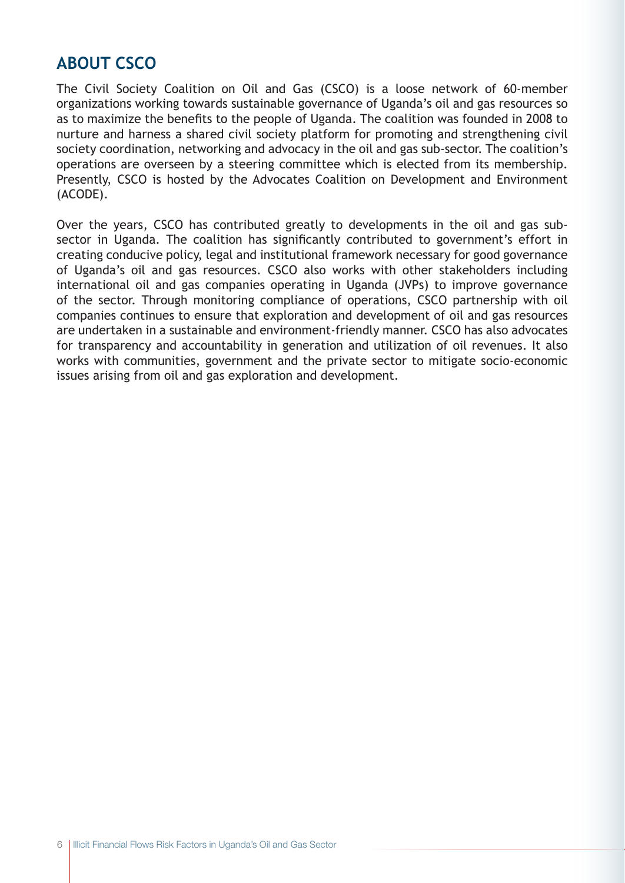## ABOUT CSCO

The Civil Society Coalition on Oil and Gas (CSCO) is a loose network of 60-member organizations working towards sustainable governance of Uganda's oil and gas resources so as to maximize the benefits to the people of Uganda. The coalition was founded in 2008 to nurture and harness a shared civil society platform for promoting and strengthening civil society coordination, networking and advocacy in the oil and gas sub-sector. The coalition's operations are overseen by a steering committee which is elected from its membership. Presently, CSCO is hosted by the Advocates Coalition on Development and Environment (ACODE).

Over the years, CSCO has contributed greatly to developments in the oil and gas sub-sector in Uganda. The coalition has significantly contributed to government's effort in creating conducive policy, legal and institutional framework necessary for good governance of Uganda's oil and gas resources. CSCO also works with other stakeholders including international oil and gas companies operating in Uganda (JVPs) to improve governance of the sector. Through monitoring compliance of operations, CSCO partnership with oil companies continues to ensure that exploration and development of oil and gas resources are undertaken in a sustainable and environment-friendly manner. CSCO has also advocates for transparency and accountability in generation and utilization of oil revenues. It also works with communities, government and the private sector to mitigate socio-economic issues arising from oil and gas exploration and development.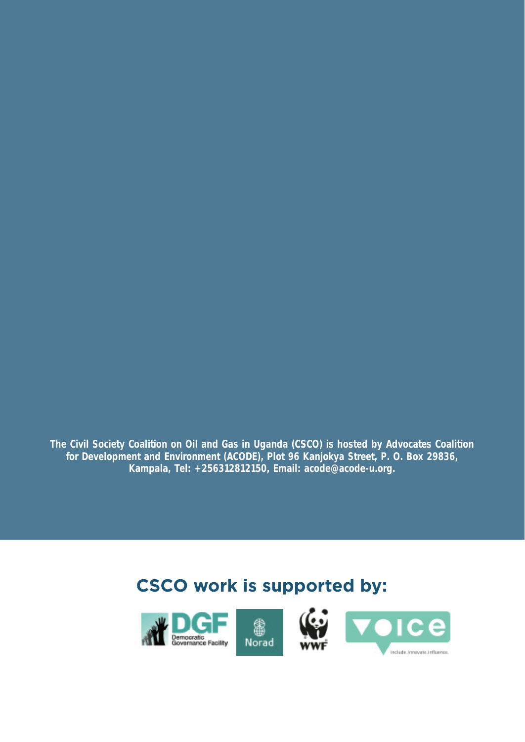**The Civil Society Coalition on Oil and Gas in Uganda (CSCO) is hosted by Advocates Coalition for Development and Environment (ACODE), Plot 96 Kanjokya Street, P. O. Box 29836, Kampala, Tel: +256312812150, Email: acode@acode-u.org.**

## CSCO work is supported by:

DGF Democratic Governance Facility

Norad

WWF

voice include. innovate. influence.